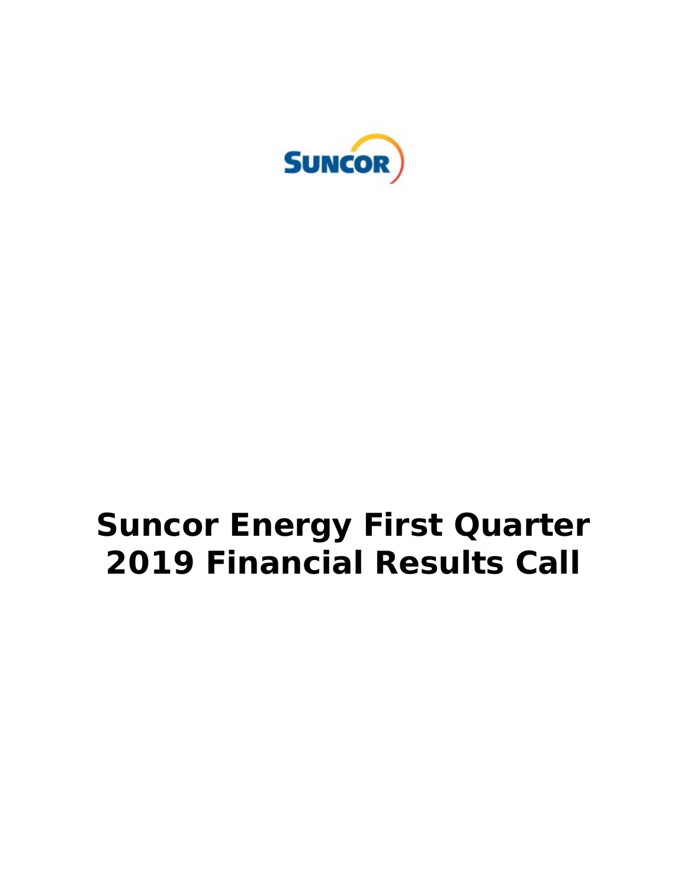# Suncor Energy First Quarter 2019 Financial Results Call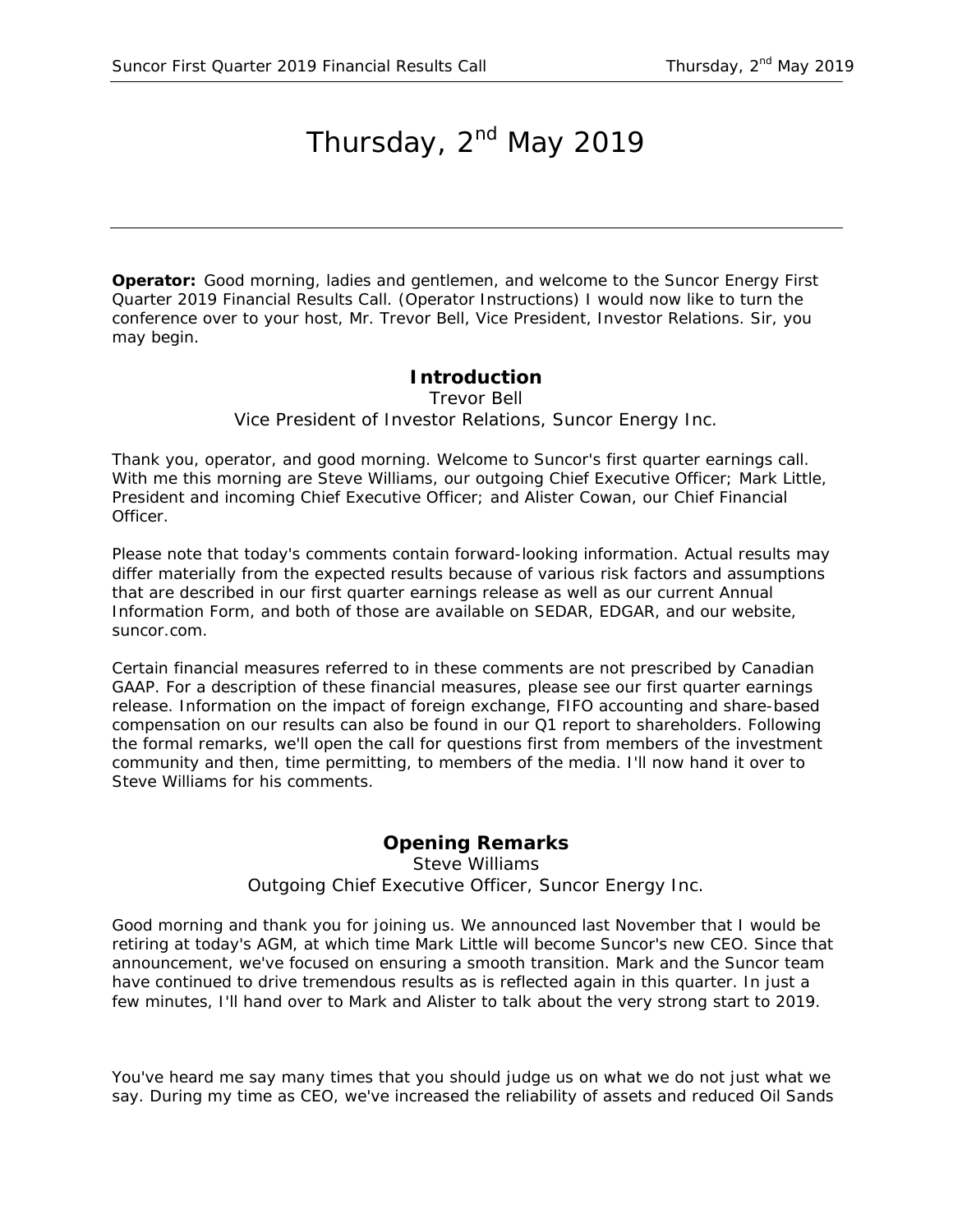# Thursday, 2nd May 2019

---

**Operator:** Good morning, ladies and gentlemen, and welcome to the Suncor Energy First Quarter 2019 Financial Results Call. (Operator Instructions) I would now like to turn the conference over to your host, Mr. Trevor Bell, Vice President, Investor Relations. Sir, you may begin.

## Introduction

Trevor Bell
Vice President of Investor Relations, Suncor Energy Inc.

Thank you, operator, and good morning. Welcome to Suncor's first quarter earnings call. With me this morning are Steve Williams, our outgoing Chief Executive Officer; Mark Little, President and incoming Chief Executive Officer; and Alister Cowan, our Chief Financial Officer.

Please note that today's comments contain forward-looking information. Actual results may differ materially from the expected results because of various risk factors and assumptions that are described in our first quarter earnings release as well as our current Annual Information Form, and both of those are available on SEDAR, EDGAR, and our website, suncor.com.

Certain financial measures referred to in these comments are not prescribed by Canadian GAAP. For a description of these financial measures, please see our first quarter earnings release. Information on the impact of foreign exchange, FIFO accounting and share-based compensation on our results can also be found in our Q1 report to shareholders. Following the formal remarks, we'll open the call for questions first from members of the investment community and then, time permitting, to members of the media. I'll now hand it over to Steve Williams for his comments.

## Opening Remarks

Steve Williams
Outgoing Chief Executive Officer, Suncor Energy Inc.

Good morning and thank you for joining us. We announced last November that I would be retiring at today's AGM, at which time Mark Little will become Suncor's new CEO. Since that announcement, we've focused on ensuring a smooth transition. Mark and the Suncor team have continued to drive tremendous results as is reflected again in this quarter. In just a few minutes, I'll hand over to Mark and Alister to talk about the very strong start to 2019.

You've heard me say many times that you should judge us on what we do not just what we say. During my time as CEO, we've increased the reliability of assets and reduced Oil Sands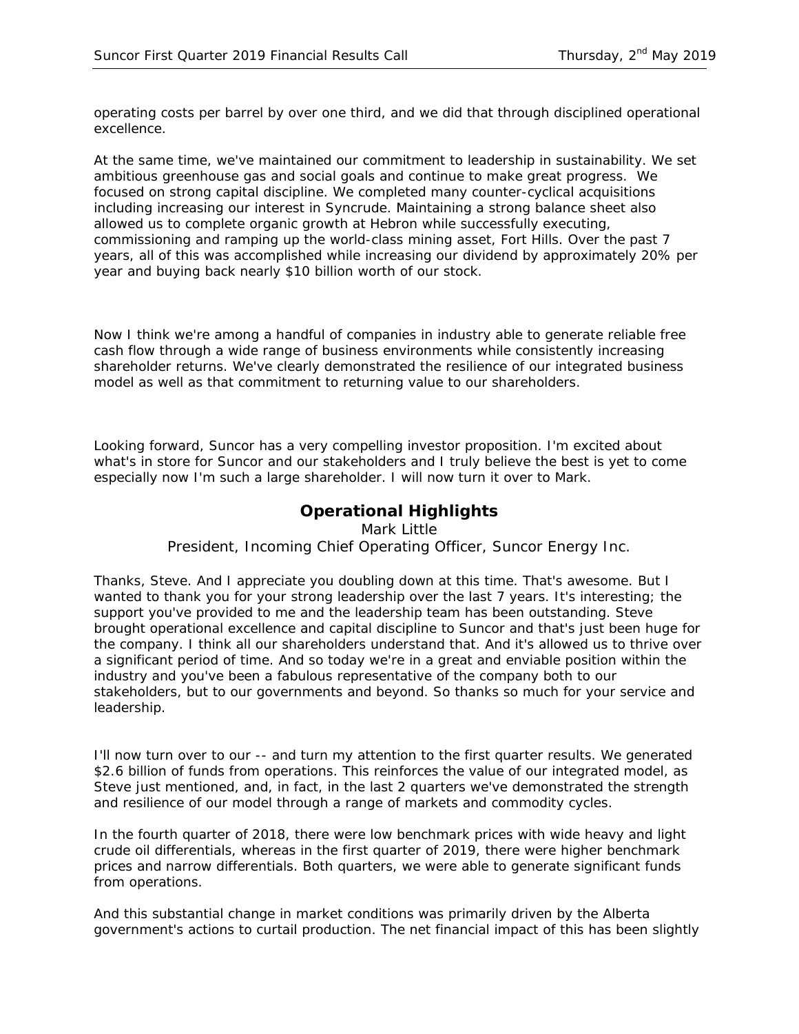operating costs per barrel by over one third, and we did that through disciplined operational excellence.

At the same time, we've maintained our commitment to leadership in sustainability. We set ambitious greenhouse gas and social goals and continue to make great progress. We focused on strong capital discipline. We completed many counter-cyclical acquisitions including increasing our interest in Syncrude. Maintaining a strong balance sheet also allowed us to complete organic growth at Hebron while successfully executing, commissioning and ramping up the world-class mining asset, Fort Hills. Over the past 7 years, all of this was accomplished while increasing our dividend by approximately 20% per year and buying back nearly $10 billion worth of our stock.

Now I think we're among a handful of companies in industry able to generate reliable free cash flow through a wide range of business environments while consistently increasing shareholder returns. We've clearly demonstrated the resilience of our integrated business model as well as that commitment to returning value to our shareholders.

Looking forward, Suncor has a very compelling investor proposition. I'm excited about what's in store for Suncor and our stakeholders and I truly believe the best is yet to come especially now I'm such a large shareholder. I will now turn it over to Mark.

## Operational Highlights

Mark Little
President, Incoming Chief Operating Officer, Suncor Energy Inc.

Thanks, Steve. And I appreciate you doubling down at this time. That's awesome. But I wanted to thank you for your strong leadership over the last 7 years. It's interesting; the support you've provided to me and the leadership team has been outstanding. Steve brought operational excellence and capital discipline to Suncor and that's just been huge for the company. I think all our shareholders understand that. And it's allowed us to thrive over a significant period of time. And so today we're in a great and enviable position within the industry and you've been a fabulous representative of the company both to our stakeholders, but to our governments and beyond. So thanks so much for your service and leadership.

I'll now turn over to our -- and turn my attention to the first quarter results. We generated $2.6 billion of funds from operations. This reinforces the value of our integrated model, as Steve just mentioned, and, in fact, in the last 2 quarters we've demonstrated the strength and resilience of our model through a range of markets and commodity cycles.

In the fourth quarter of 2018, there were low benchmark prices with wide heavy and light crude oil differentials, whereas in the first quarter of 2019, there were higher benchmark prices and narrow differentials. Both quarters, we were able to generate significant funds from operations.

And this substantial change in market conditions was primarily driven by the Alberta government's actions to curtail production. The net financial impact of this has been slightly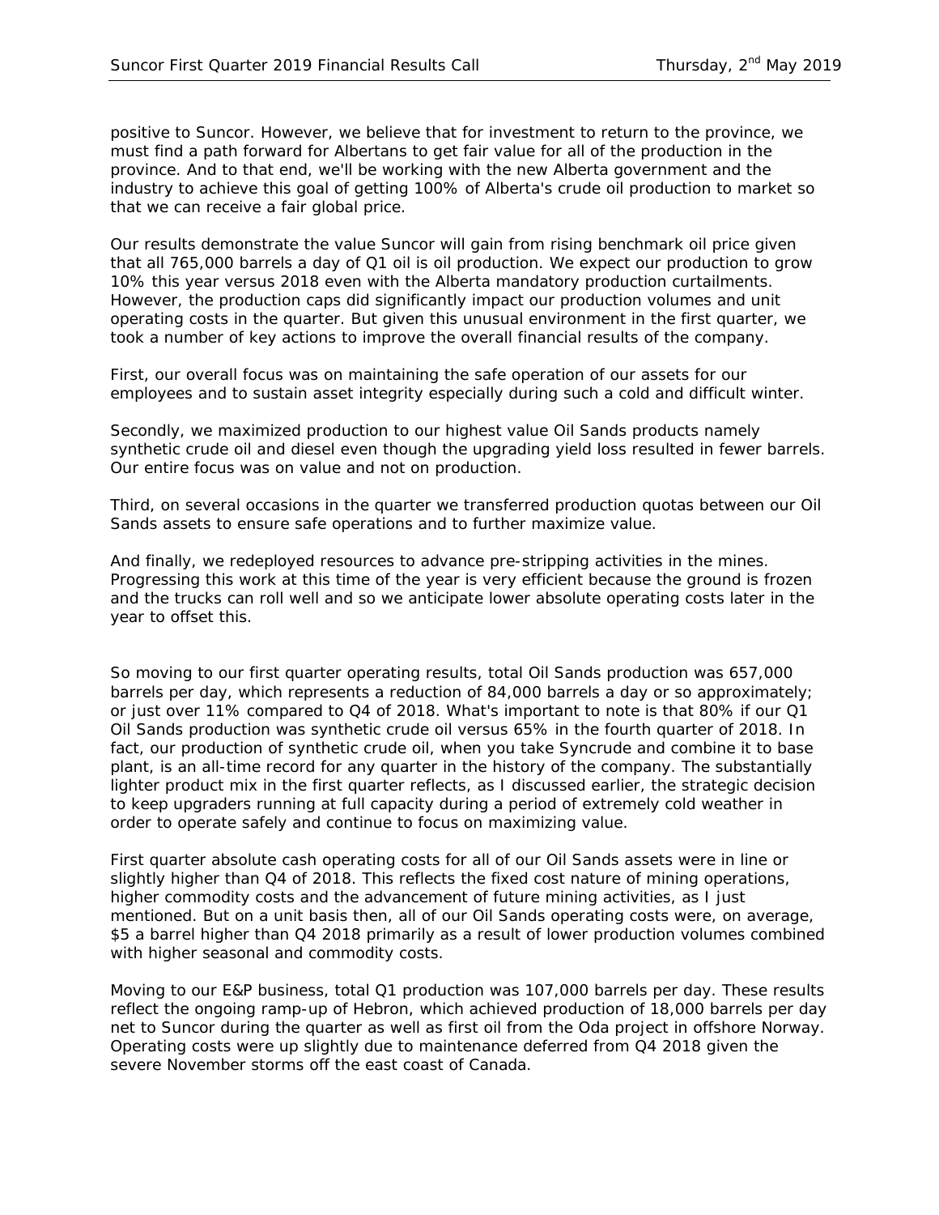positive to Suncor. However, we believe that for investment to return to the province, we must find a path forward for Albertans to get fair value for all of the production in the province. And to that end, we'll be working with the new Alberta government and the industry to achieve this goal of getting 100% of Alberta's crude oil production to market so that we can receive a fair global price.

Our results demonstrate the value Suncor will gain from rising benchmark oil price given that all 765,000 barrels a day of Q1 oil is oil production. We expect our production to grow 10% this year versus 2018 even with the Alberta mandatory production curtailments. However, the production caps did significantly impact our production volumes and unit operating costs in the quarter. But given this unusual environment in the first quarter, we took a number of key actions to improve the overall financial results of the company.

First, our overall focus was on maintaining the safe operation of our assets for our employees and to sustain asset integrity especially during such a cold and difficult winter.

Secondly, we maximized production to our highest value Oil Sands products namely synthetic crude oil and diesel even though the upgrading yield loss resulted in fewer barrels. Our entire focus was on value and not on production.

Third, on several occasions in the quarter we transferred production quotas between our Oil Sands assets to ensure safe operations and to further maximize value.

And finally, we redeployed resources to advance pre-stripping activities in the mines. Progressing this work at this time of the year is very efficient because the ground is frozen and the trucks can roll well and so we anticipate lower absolute operating costs later in the year to offset this.

So moving to our first quarter operating results, total Oil Sands production was 657,000 barrels per day, which represents a reduction of 84,000 barrels a day or so approximately; or just over 11% compared to Q4 of 2018. What's important to note is that 80% if our Q1 Oil Sands production was synthetic crude oil versus 65% in the fourth quarter of 2018. In fact, our production of synthetic crude oil, when you take Syncrude and combine it to base plant, is an all-time record for any quarter in the history of the company. The substantially lighter product mix in the first quarter reflects, as I discussed earlier, the strategic decision to keep upgraders running at full capacity during a period of extremely cold weather in order to operate safely and continue to focus on maximizing value.

First quarter absolute cash operating costs for all of our Oil Sands assets were in line or slightly higher than Q4 of 2018. This reflects the fixed cost nature of mining operations, higher commodity costs and the advancement of future mining activities, as I just mentioned. But on a unit basis then, all of our Oil Sands operating costs were, on average, $5 a barrel higher than Q4 2018 primarily as a result of lower production volumes combined with higher seasonal and commodity costs.

Moving to our E&P business, total Q1 production was 107,000 barrels per day. These results reflect the ongoing ramp-up of Hebron, which achieved production of 18,000 barrels per day net to Suncor during the quarter as well as first oil from the Oda project in offshore Norway. Operating costs were up slightly due to maintenance deferred from Q4 2018 given the severe November storms off the east coast of Canada.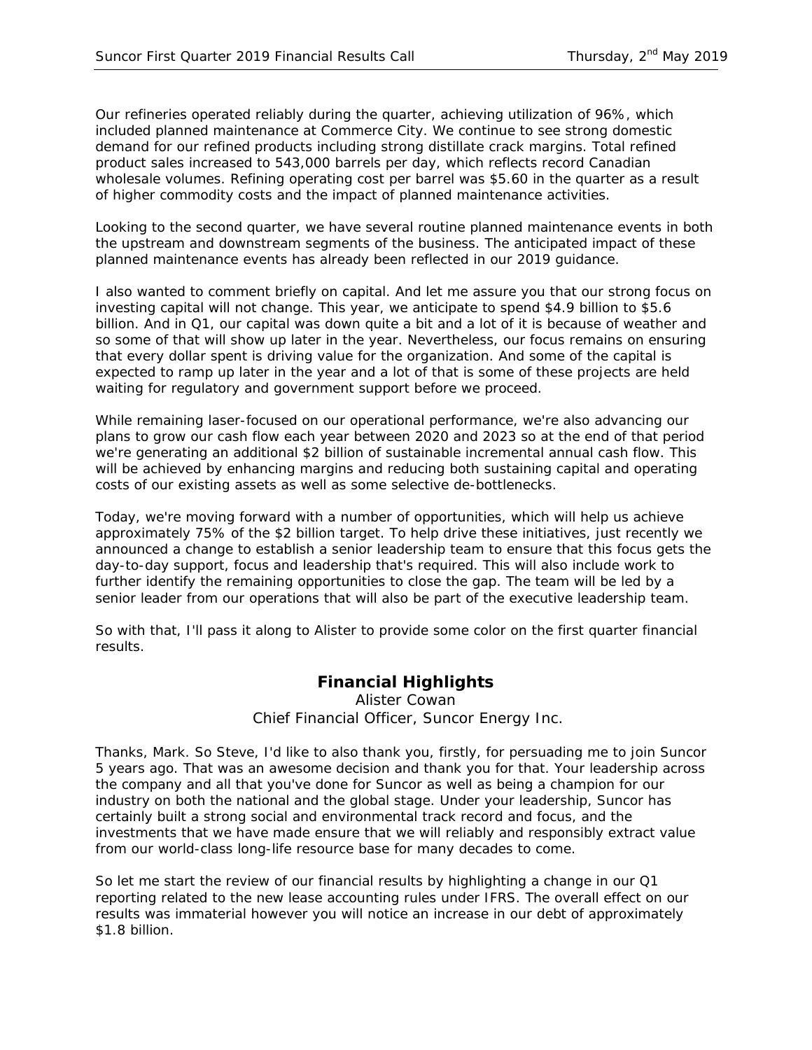Our refineries operated reliably during the quarter, achieving utilization of 96%, which included planned maintenance at Commerce City. We continue to see strong domestic demand for our refined products including strong distillate crack margins. Total refined product sales increased to 543,000 barrels per day, which reflects record Canadian wholesale volumes. Refining operating cost per barrel was $5.60 in the quarter as a result of higher commodity costs and the impact of planned maintenance activities.

Looking to the second quarter, we have several routine planned maintenance events in both the upstream and downstream segments of the business. The anticipated impact of these planned maintenance events has already been reflected in our 2019 guidance.

I also wanted to comment briefly on capital. And let me assure you that our strong focus on investing capital will not change. This year, we anticipate to spend $4.9 billion to $5.6 billion. And in Q1, our capital was down quite a bit and a lot of it is because of weather and so some of that will show up later in the year. Nevertheless, our focus remains on ensuring that every dollar spent is driving value for the organization. And some of the capital is expected to ramp up later in the year and a lot of that is some of these projects are held waiting for regulatory and government support before we proceed.

While remaining laser-focused on our operational performance, we're also advancing our plans to grow our cash flow each year between 2020 and 2023 so at the end of that period we're generating an additional $2 billion of sustainable incremental annual cash flow. This will be achieved by enhancing margins and reducing both sustaining capital and operating costs of our existing assets as well as some selective de-bottlenecks.

Today, we're moving forward with a number of opportunities, which will help us achieve approximately 75% of the $2 billion target. To help drive these initiatives, just recently we announced a change to establish a senior leadership team to ensure that this focus gets the day-to-day support, focus and leadership that's required. This will also include work to further identify the remaining opportunities to close the gap. The team will be led by a senior leader from our operations that will also be part of the executive leadership team.

So with that, I'll pass it along to Alister to provide some color on the first quarter financial results.

## Financial Highlights

Alister Cowan
Chief Financial Officer, Suncor Energy Inc.

Thanks, Mark. So Steve, I'd like to also thank you, firstly, for persuading me to join Suncor 5 years ago. That was an awesome decision and thank you for that. Your leadership across the company and all that you've done for Suncor as well as being a champion for our industry on both the national and the global stage. Under your leadership, Suncor has certainly built a strong social and environmental track record and focus, and the investments that we have made ensure that we will reliably and responsibly extract value from our world-class long-life resource base for many decades to come.

So let me start the review of our financial results by highlighting a change in our Q1 reporting related to the new lease accounting rules under IFRS. The overall effect on our results was immaterial however you will notice an increase in our debt of approximately $1.8 billion.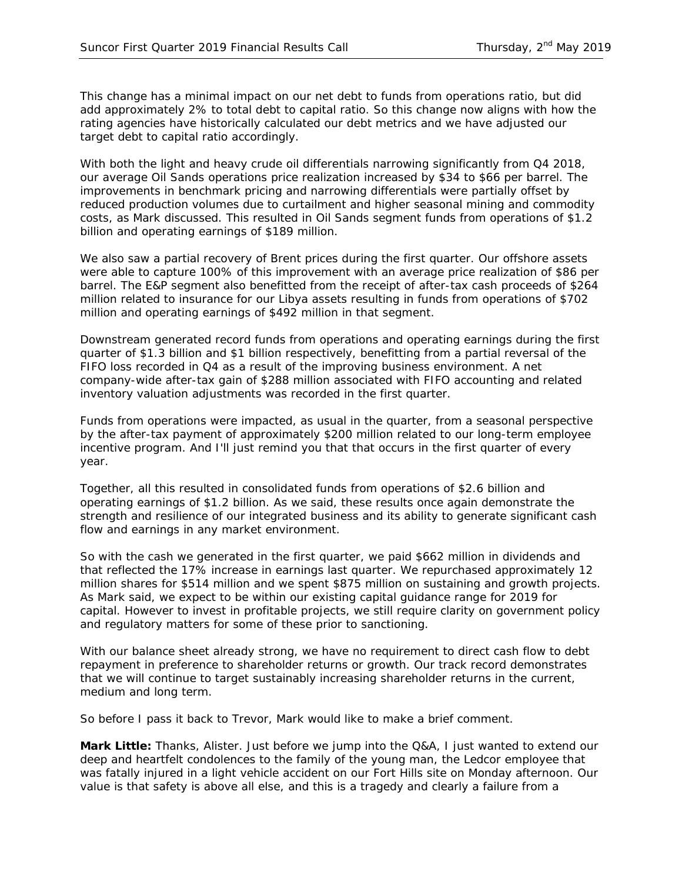This change has a minimal impact on our net debt to funds from operations ratio, but did add approximately 2% to total debt to capital ratio. So this change now aligns with how the rating agencies have historically calculated our debt metrics and we have adjusted our target debt to capital ratio accordingly.

With both the light and heavy crude oil differentials narrowing significantly from Q4 2018, our average Oil Sands operations price realization increased by $34 to $66 per barrel. The improvements in benchmark pricing and narrowing differentials were partially offset by reduced production volumes due to curtailment and higher seasonal mining and commodity costs, as Mark discussed. This resulted in Oil Sands segment funds from operations of $1.2 billion and operating earnings of $189 million.

We also saw a partial recovery of Brent prices during the first quarter. Our offshore assets were able to capture 100% of this improvement with an average price realization of $86 per barrel. The E&P segment also benefitted from the receipt of after-tax cash proceeds of $264 million related to insurance for our Libya assets resulting in funds from operations of $702 million and operating earnings of $492 million in that segment.

Downstream generated record funds from operations and operating earnings during the first quarter of $1.3 billion and $1 billion respectively, benefitting from a partial reversal of the FIFO loss recorded in Q4 as a result of the improving business environment. A net company-wide after-tax gain of $288 million associated with FIFO accounting and related inventory valuation adjustments was recorded in the first quarter.

Funds from operations were impacted, as usual in the quarter, from a seasonal perspective by the after-tax payment of approximately $200 million related to our long-term employee incentive program. And I'll just remind you that that occurs in the first quarter of every year.

Together, all this resulted in consolidated funds from operations of $2.6 billion and operating earnings of $1.2 billion. As we said, these results once again demonstrate the strength and resilience of our integrated business and its ability to generate significant cash flow and earnings in any market environment.

So with the cash we generated in the first quarter, we paid $662 million in dividends and that reflected the 17% increase in earnings last quarter. We repurchased approximately 12 million shares for $514 million and we spent $875 million on sustaining and growth projects. As Mark said, we expect to be within our existing capital guidance range for 2019 for capital. However to invest in profitable projects, we still require clarity on government policy and regulatory matters for some of these prior to sanctioning.

With our balance sheet already strong, we have no requirement to direct cash flow to debt repayment in preference to shareholder returns or growth. Our track record demonstrates that we will continue to target sustainably increasing shareholder returns in the current, medium and long term.

So before I pass it back to Trevor, Mark would like to make a brief comment.

**Mark Little:** Thanks, Alister. Just before we jump into the Q&A, I just wanted to extend our deep and heartfelt condolences to the family of the young man, the Ledcor employee that was fatally injured in a light vehicle accident on our Fort Hills site on Monday afternoon. Our value is that safety is above all else, and this is a tragedy and clearly a failure from a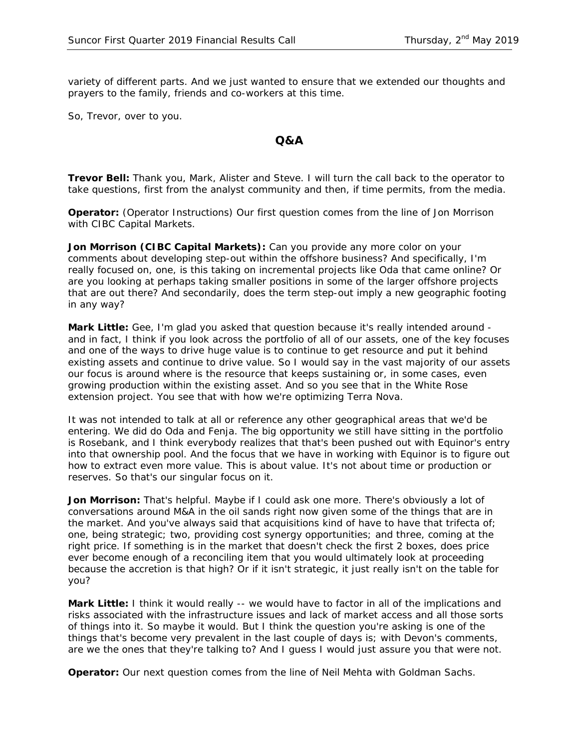variety of different parts. And we just wanted to ensure that we extended our thoughts and prayers to the family, friends and co-workers at this time.

So, Trevor, over to you.

## Q&A

**Trevor Bell:** Thank you, Mark, Alister and Steve. I will turn the call back to the operator to take questions, first from the analyst community and then, if time permits, from the media.

**Operator:** (Operator Instructions) Our first question comes from the line of Jon Morrison with CIBC Capital Markets.

**Jon Morrison (CIBC Capital Markets):** Can you provide any more color on your comments about developing step-out within the offshore business? And specifically, I'm really focused on, one, is this taking on incremental projects like Oda that came online? Or are you looking at perhaps taking smaller positions in some of the larger offshore projects that are out there? And secondarily, does the term step-out imply a new geographic footing in any way?

**Mark Little:** Gee, I'm glad you asked that question because it's really intended around - and in fact, I think if you look across the portfolio of all of our assets, one of the key focuses and one of the ways to drive huge value is to continue to get resource and put it behind existing assets and continue to drive value. So I would say in the vast majority of our assets our focus is around where is the resource that keeps sustaining or, in some cases, even growing production within the existing asset. And so you see that in the White Rose extension project. You see that with how we're optimizing Terra Nova.

It was not intended to talk at all or reference any other geographical areas that we'd be entering. We did do Oda and Fenja. The big opportunity we still have sitting in the portfolio is Rosebank, and I think everybody realizes that that's been pushed out with Equinor's entry into that ownership pool. And the focus that we have in working with Equinor is to figure out how to extract even more value. This is about value. It's not about time or production or reserves. So that's our singular focus on it.

**Jon Morrison:** That's helpful. Maybe if I could ask one more. There's obviously a lot of conversations around M&A in the oil sands right now given some of the things that are in the market. And you've always said that acquisitions kind of have to have that trifecta of; one, being strategic; two, providing cost synergy opportunities; and three, coming at the right price. If something is in the market that doesn't check the first 2 boxes, does price ever become enough of a reconciling item that you would ultimately look at proceeding because the accretion is that high? Or if it isn't strategic, it just really isn't on the table for you?

**Mark Little:** I think it would really -- we would have to factor in all of the implications and risks associated with the infrastructure issues and lack of market access and all those sorts of things into it. So maybe it would. But I think the question you're asking is one of the things that's become very prevalent in the last couple of days is; with Devon's comments, are we the ones that they're talking to? And I guess I would just assure you that were not.

**Operator:** Our next question comes from the line of Neil Mehta with Goldman Sachs.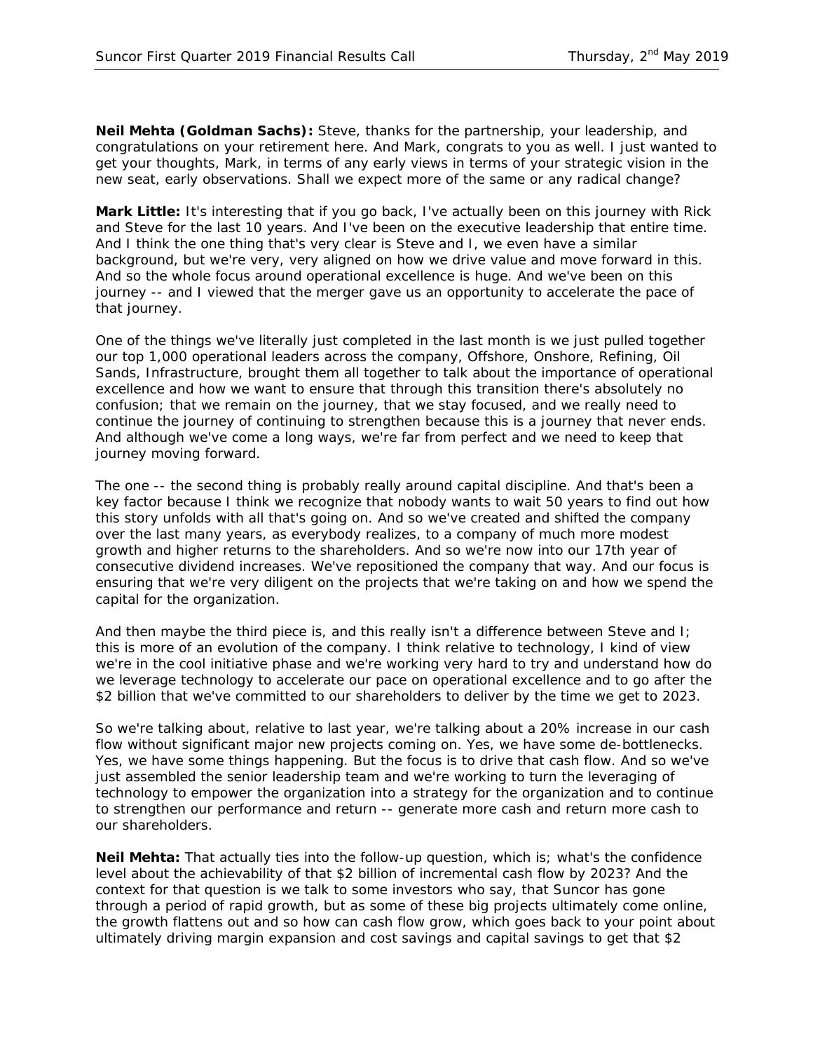**Neil Mehta (Goldman Sachs):** Steve, thanks for the partnership, your leadership, and congratulations on your retirement here. And Mark, congrats to you as well. I just wanted to get your thoughts, Mark, in terms of any early views in terms of your strategic vision in the new seat, early observations. Shall we expect more of the same or any radical change?

**Mark Little:** It's interesting that if you go back, I've actually been on this journey with Rick and Steve for the last 10 years. And I've been on the executive leadership that entire time. And I think the one thing that's very clear is Steve and I, we even have a similar background, but we're very, very aligned on how we drive value and move forward in this. And so the whole focus around operational excellence is huge. And we've been on this journey -- and I viewed that the merger gave us an opportunity to accelerate the pace of that journey.

One of the things we've literally just completed in the last month is we just pulled together our top 1,000 operational leaders across the company, Offshore, Onshore, Refining, Oil Sands, Infrastructure, brought them all together to talk about the importance of operational excellence and how we want to ensure that through this transition there's absolutely no confusion; that we remain on the journey, that we stay focused, and we really need to continue the journey of continuing to strengthen because this is a journey that never ends. And although we've come a long ways, we're far from perfect and we need to keep that journey moving forward.

The one -- the second thing is probably really around capital discipline. And that's been a key factor because I think we recognize that nobody wants to wait 50 years to find out how this story unfolds with all that's going on. And so we've created and shifted the company over the last many years, as everybody realizes, to a company of much more modest growth and higher returns to the shareholders. And so we're now into our 17th year of consecutive dividend increases. We've repositioned the company that way. And our focus is ensuring that we're very diligent on the projects that we're taking on and how we spend the capital for the organization.

And then maybe the third piece is, and this really isn't a difference between Steve and I; this is more of an evolution of the company. I think relative to technology, I kind of view we're in the cool initiative phase and we're working very hard to try and understand how do we leverage technology to accelerate our pace on operational excellence and to go after the $2 billion that we've committed to our shareholders to deliver by the time we get to 2023.

So we're talking about, relative to last year, we're talking about a 20% increase in our cash flow without significant major new projects coming on. Yes, we have some de-bottlenecks. Yes, we have some things happening. But the focus is to drive that cash flow. And so we've just assembled the senior leadership team and we're working to turn the leveraging of technology to empower the organization into a strategy for the organization and to continue to strengthen our performance and return -- generate more cash and return more cash to our shareholders.

**Neil Mehta:** That actually ties into the follow-up question, which is; what's the confidence level about the achievability of that $2 billion of incremental cash flow by 2023? And the context for that question is we talk to some investors who say, that Suncor has gone through a period of rapid growth, but as some of these big projects ultimately come online, the growth flattens out and so how can cash flow grow, which goes back to your point about ultimately driving margin expansion and cost savings and capital savings to get that $2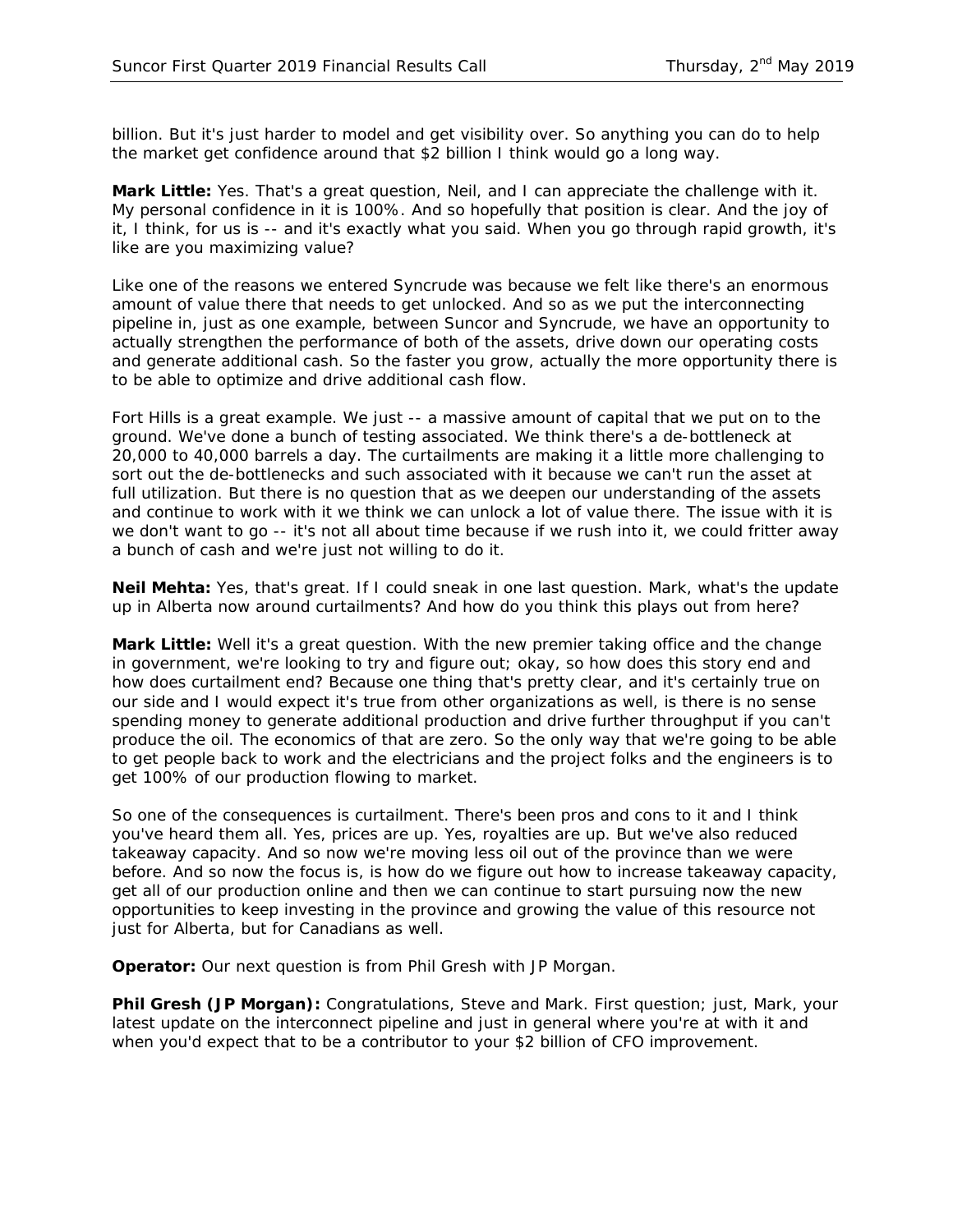billion. But it's just harder to model and get visibility over. So anything you can do to help the market get confidence around that $2 billion I think would go a long way.

**Mark Little:** Yes. That's a great question, Neil, and I can appreciate the challenge with it. My personal confidence in it is 100%. And so hopefully that position is clear. And the joy of it, I think, for us is -- and it's exactly what you said. When you go through rapid growth, it's like are you maximizing value?

Like one of the reasons we entered Syncrude was because we felt like there's an enormous amount of value there that needs to get unlocked. And so as we put the interconnecting pipeline in, just as one example, between Suncor and Syncrude, we have an opportunity to actually strengthen the performance of both of the assets, drive down our operating costs and generate additional cash. So the faster you grow, actually the more opportunity there is to be able to optimize and drive additional cash flow.

Fort Hills is a great example. We just -- a massive amount of capital that we put on to the ground. We've done a bunch of testing associated. We think there's a de-bottleneck at 20,000 to 40,000 barrels a day. The curtailments are making it a little more challenging to sort out the de-bottlenecks and such associated with it because we can't run the asset at full utilization. But there is no question that as we deepen our understanding of the assets and continue to work with it we think we can unlock a lot of value there. The issue with it is we don't want to go -- it's not all about time because if we rush into it, we could fritter away a bunch of cash and we're just not willing to do it.

**Neil Mehta:** Yes, that's great. If I could sneak in one last question. Mark, what's the update up in Alberta now around curtailments? And how do you think this plays out from here?

**Mark Little:** Well it's a great question. With the new premier taking office and the change in government, we're looking to try and figure out; okay, so how does this story end and how does curtailment end? Because one thing that's pretty clear, and it's certainly true on our side and I would expect it's true from other organizations as well, is there is no sense spending money to generate additional production and drive further throughput if you can't produce the oil. The economics of that are zero. So the only way that we're going to be able to get people back to work and the electricians and the project folks and the engineers is to get 100% of our production flowing to market.

So one of the consequences is curtailment. There's been pros and cons to it and I think you've heard them all. Yes, prices are up. Yes, royalties are up. But we've also reduced takeaway capacity. And so now we're moving less oil out of the province than we were before. And so now the focus is, is how do we figure out how to increase takeaway capacity, get all of our production online and then we can continue to start pursuing now the new opportunities to keep investing in the province and growing the value of this resource not just for Alberta, but for Canadians as well.

**Operator:** Our next question is from Phil Gresh with JP Morgan.

**Phil Gresh (JP Morgan):** Congratulations, Steve and Mark. First question; just, Mark, your latest update on the interconnect pipeline and just in general where you're at with it and when you'd expect that to be a contributor to your $2 billion of CFO improvement.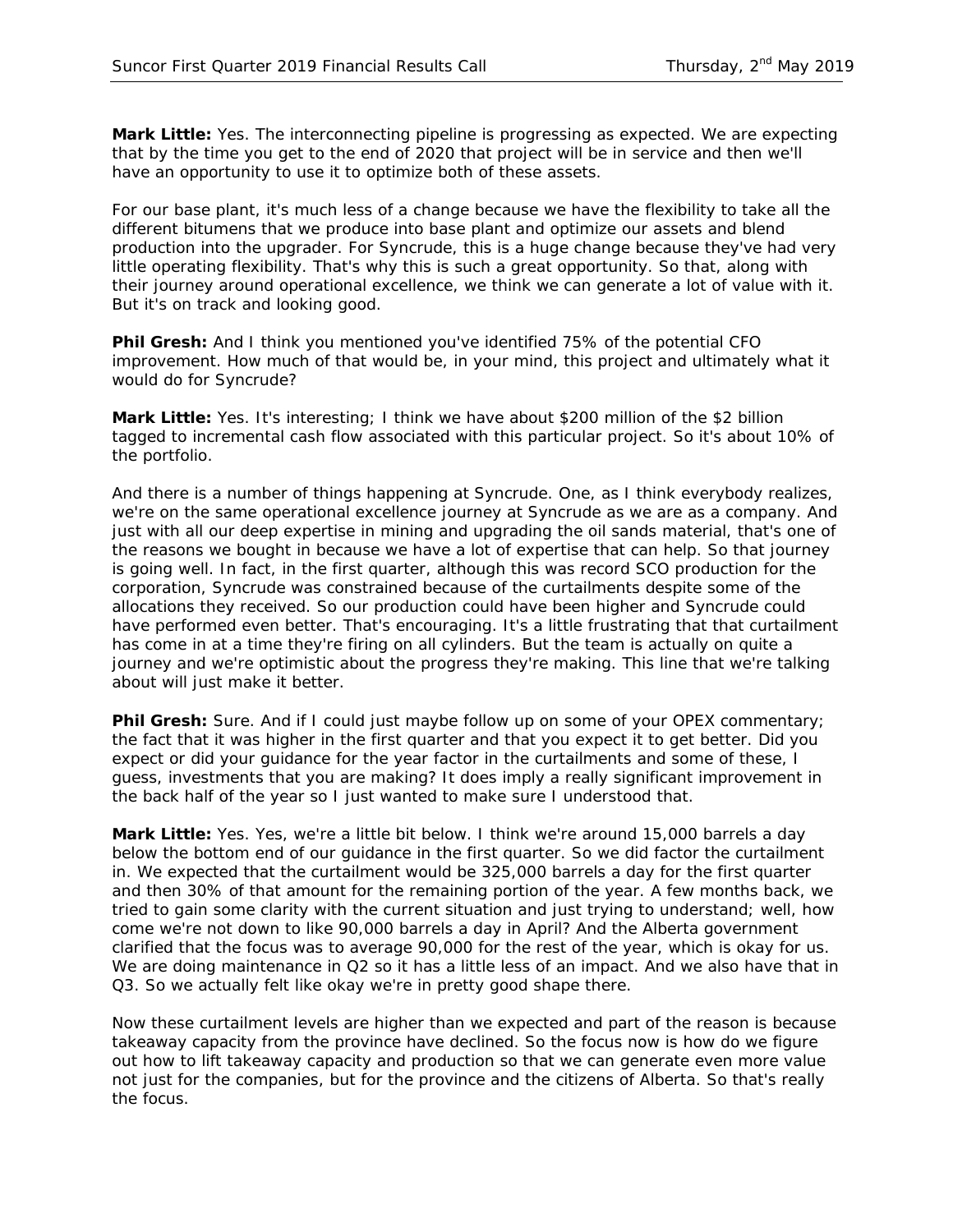**Mark Little:** Yes. The interconnecting pipeline is progressing as expected. We are expecting that by the time you get to the end of 2020 that project will be in service and then we'll have an opportunity to use it to optimize both of these assets.

For our base plant, it's much less of a change because we have the flexibility to take all the different bitumens that we produce into base plant and optimize our assets and blend production into the upgrader. For Syncrude, this is a huge change because they've had very little operating flexibility. That's why this is such a great opportunity. So that, along with their journey around operational excellence, we think we can generate a lot of value with it. But it's on track and looking good.

**Phil Gresh:** And I think you mentioned you've identified 75% of the potential CFO improvement. How much of that would be, in your mind, this project and ultimately what it would do for Syncrude?

**Mark Little:** Yes. It's interesting; I think we have about $200 million of the $2 billion tagged to incremental cash flow associated with this particular project. So it's about 10% of the portfolio.

And there is a number of things happening at Syncrude. One, as I think everybody realizes, we're on the same operational excellence journey at Syncrude as we are as a company. And just with all our deep expertise in mining and upgrading the oil sands material, that's one of the reasons we bought in because we have a lot of expertise that can help. So that journey is going well. In fact, in the first quarter, although this was record SCO production for the corporation, Syncrude was constrained because of the curtailments despite some of the allocations they received. So our production could have been higher and Syncrude could have performed even better. That's encouraging. It's a little frustrating that that curtailment has come in at a time they're firing on all cylinders. But the team is actually on quite a journey and we're optimistic about the progress they're making. This line that we're talking about will just make it better.

**Phil Gresh:** Sure. And if I could just maybe follow up on some of your OPEX commentary; the fact that it was higher in the first quarter and that you expect it to get better. Did you expect or did your guidance for the year factor in the curtailments and some of these, I guess, investments that you are making? It does imply a really significant improvement in the back half of the year so I just wanted to make sure I understood that.

**Mark Little:** Yes. Yes, we're a little bit below. I think we're around 15,000 barrels a day below the bottom end of our guidance in the first quarter. So we did factor the curtailment in. We expected that the curtailment would be 325,000 barrels a day for the first quarter and then 30% of that amount for the remaining portion of the year. A few months back, we tried to gain some clarity with the current situation and just trying to understand; well, how come we're not down to like 90,000 barrels a day in April? And the Alberta government clarified that the focus was to average 90,000 for the rest of the year, which is okay for us. We are doing maintenance in Q2 so it has a little less of an impact. And we also have that in Q3. So we actually felt like okay we're in pretty good shape there.

Now these curtailment levels are higher than we expected and part of the reason is because takeaway capacity from the province have declined. So the focus now is how do we figure out how to lift takeaway capacity and production so that we can generate even more value not just for the companies, but for the province and the citizens of Alberta. So that's really the focus.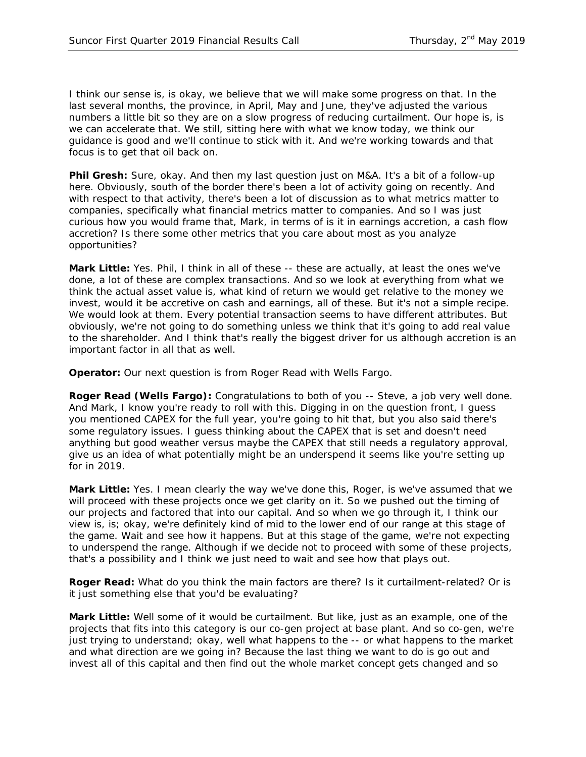I think our sense is, is okay, we believe that we will make some progress on that. In the last several months, the province, in April, May and June, they've adjusted the various numbers a little bit so they are on a slow progress of reducing curtailment. Our hope is, is we can accelerate that. We still, sitting here with what we know today, we think our guidance is good and we'll continue to stick with it. And we're working towards and that focus is to get that oil back on.

**Phil Gresh:** Sure, okay. And then my last question just on M&A. It's a bit of a follow-up here. Obviously, south of the border there's been a lot of activity going on recently. And with respect to that activity, there's been a lot of discussion as to what metrics matter to companies, specifically what financial metrics matter to companies. And so I was just curious how you would frame that, Mark, in terms of is it in earnings accretion, a cash flow accretion? Is there some other metrics that you care about most as you analyze opportunities?

**Mark Little:** Yes. Phil, I think in all of these -- these are actually, at least the ones we've done, a lot of these are complex transactions. And so we look at everything from what we think the actual asset value is, what kind of return we would get relative to the money we invest, would it be accretive on cash and earnings, all of these. But it's not a simple recipe. We would look at them. Every potential transaction seems to have different attributes. But obviously, we're not going to do something unless we think that it's going to add real value to the shareholder. And I think that's really the biggest driver for us although accretion is an important factor in all that as well.

**Operator:** Our next question is from Roger Read with Wells Fargo.

**Roger Read (Wells Fargo):** Congratulations to both of you -- Steve, a job very well done. And Mark, I know you're ready to roll with this. Digging in on the question front, I guess you mentioned CAPEX for the full year, you're going to hit that, but you also said there's some regulatory issues. I guess thinking about the CAPEX that is set and doesn't need anything but good weather versus maybe the CAPEX that still needs a regulatory approval, give us an idea of what potentially might be an underspend it seems like you're setting up for in 2019.

**Mark Little:** Yes. I mean clearly the way we've done this, Roger, is we've assumed that we will proceed with these projects once we get clarity on it. So we pushed out the timing of our projects and factored that into our capital. And so when we go through it, I think our view is, is; okay, we're definitely kind of mid to the lower end of our range at this stage of the game. Wait and see how it happens. But at this stage of the game, we're not expecting to underspend the range. Although if we decide not to proceed with some of these projects, that's a possibility and I think we just need to wait and see how that plays out.

**Roger Read:** What do you think the main factors are there? Is it curtailment-related? Or is it just something else that you'd be evaluating?

**Mark Little:** Well some of it would be curtailment. But like, just as an example, one of the projects that fits into this category is our co-gen project at base plant. And so co-gen, we're just trying to understand; okay, well what happens to the -- or what happens to the market and what direction are we going in? Because the last thing we want to do is go out and invest all of this capital and then find out the whole market concept gets changed and so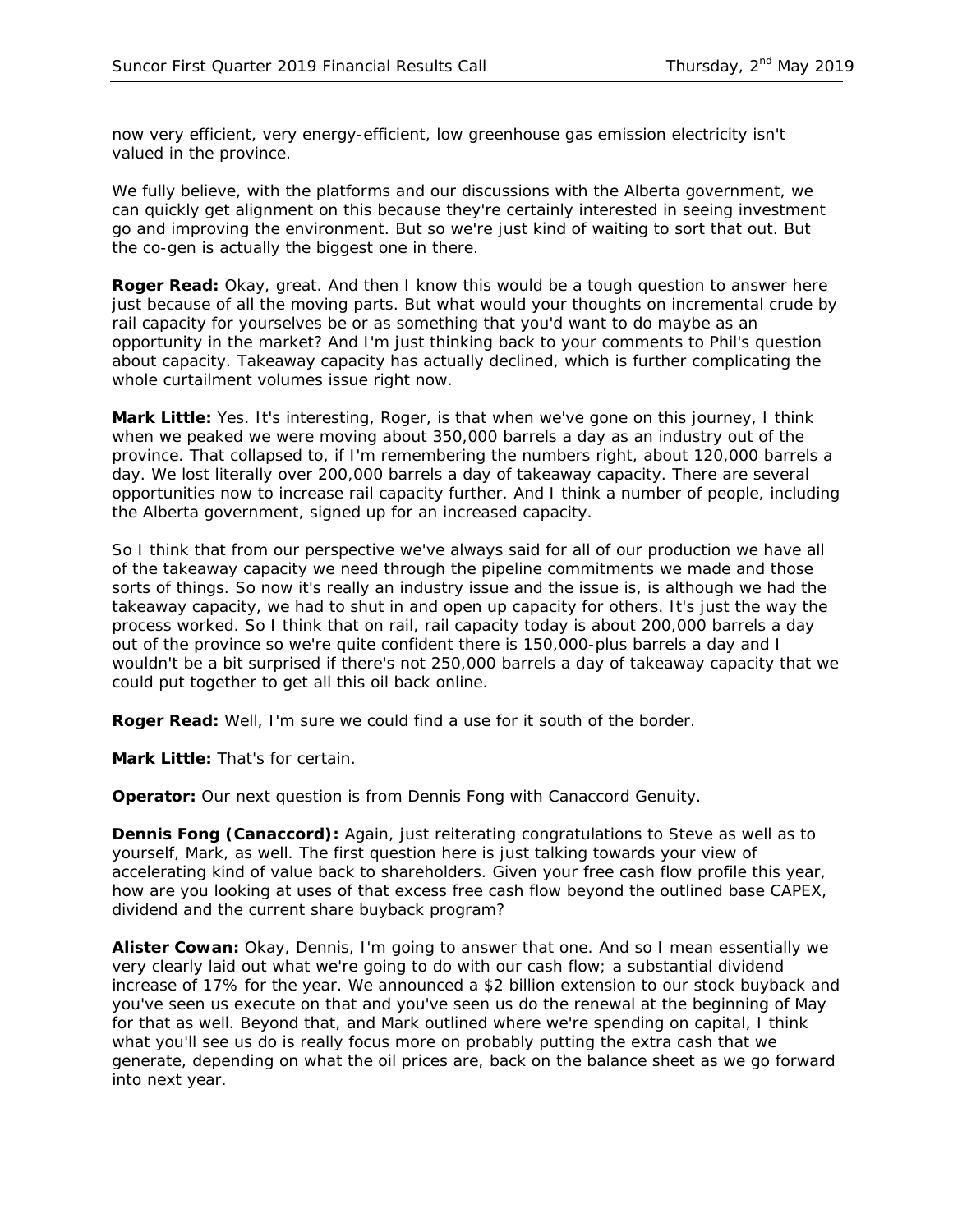now very efficient, very energy-efficient, low greenhouse gas emission electricity isn't valued in the province.

We fully believe, with the platforms and our discussions with the Alberta government, we can quickly get alignment on this because they're certainly interested in seeing investment go and improving the environment. But so we're just kind of waiting to sort that out. But the co-gen is actually the biggest one in there.

**Roger Read:** Okay, great. And then I know this would be a tough question to answer here just because of all the moving parts. But what would your thoughts on incremental crude by rail capacity for yourselves be or as something that you'd want to do maybe as an opportunity in the market? And I'm just thinking back to your comments to Phil's question about capacity. Takeaway capacity has actually declined, which is further complicating the whole curtailment volumes issue right now.

**Mark Little:** Yes. It's interesting, Roger, is that when we've gone on this journey, I think when we peaked we were moving about 350,000 barrels a day as an industry out of the province. That collapsed to, if I'm remembering the numbers right, about 120,000 barrels a day. We lost literally over 200,000 barrels a day of takeaway capacity. There are several opportunities now to increase rail capacity further. And I think a number of people, including the Alberta government, signed up for an increased capacity.

So I think that from our perspective we've always said for all of our production we have all of the takeaway capacity we need through the pipeline commitments we made and those sorts of things. So now it's really an industry issue and the issue is, is although we had the takeaway capacity, we had to shut in and open up capacity for others. It's just the way the process worked. So I think that on rail, rail capacity today is about 200,000 barrels a day out of the province so we're quite confident there is 150,000-plus barrels a day and I wouldn't be a bit surprised if there's not 250,000 barrels a day of takeaway capacity that we could put together to get all this oil back online.

**Roger Read:** Well, I'm sure we could find a use for it south of the border.

**Mark Little:** That's for certain.

**Operator:** Our next question is from Dennis Fong with Canaccord Genuity.

**Dennis Fong (Canaccord):** Again, just reiterating congratulations to Steve as well as to yourself, Mark, as well. The first question here is just talking towards your view of accelerating kind of value back to shareholders. Given your free cash flow profile this year, how are you looking at uses of that excess free cash flow beyond the outlined base CAPEX, dividend and the current share buyback program?

**Alister Cowan:** Okay, Dennis, I'm going to answer that one. And so I mean essentially we very clearly laid out what we're going to do with our cash flow; a substantial dividend increase of 17% for the year. We announced a $2 billion extension to our stock buyback and you've seen us execute on that and you've seen us do the renewal at the beginning of May for that as well. Beyond that, and Mark outlined where we're spending on capital, I think what you'll see us do is really focus more on probably putting the extra cash that we generate, depending on what the oil prices are, back on the balance sheet as we go forward into next year.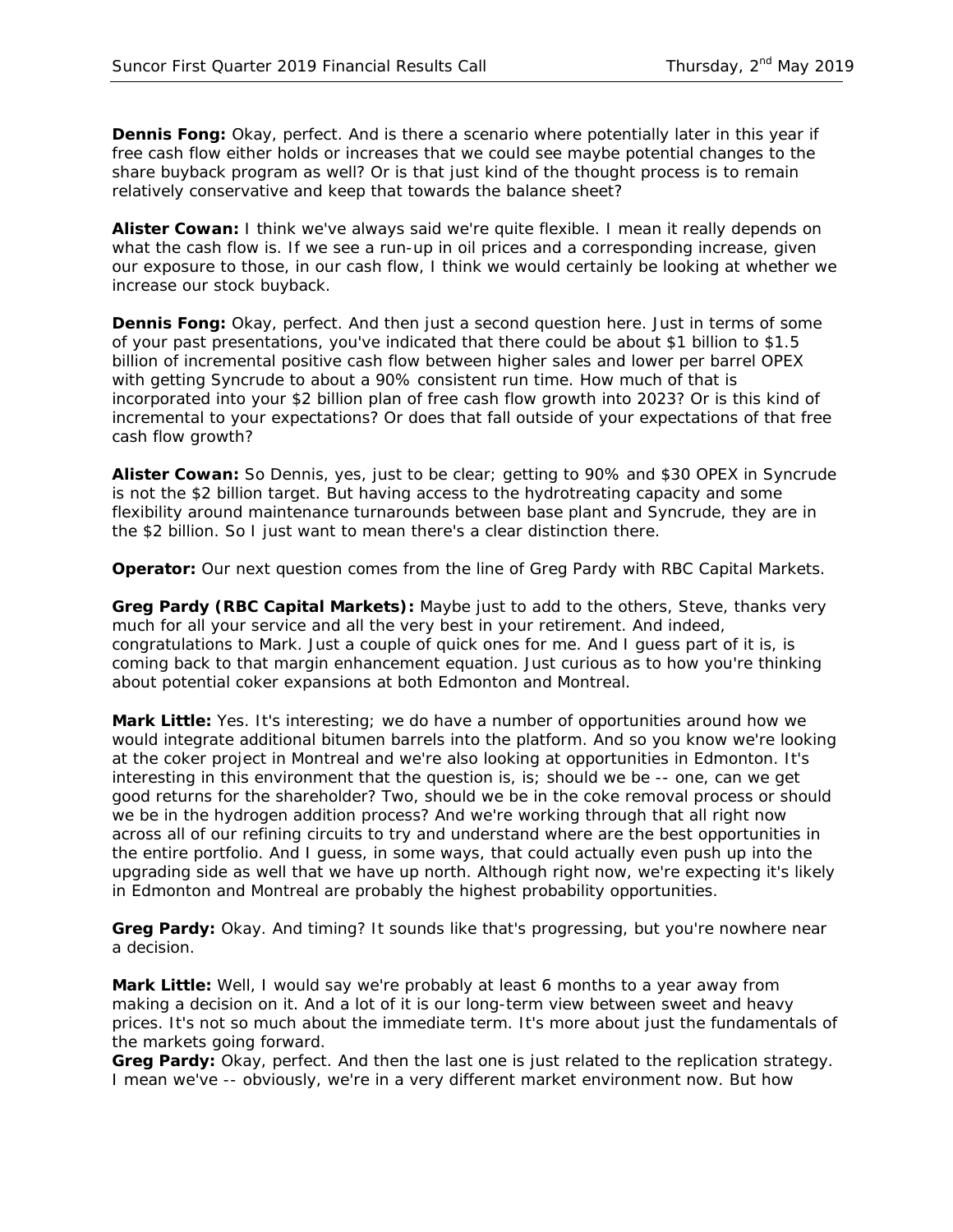**Dennis Fong:** Okay, perfect. And is there a scenario where potentially later in this year if free cash flow either holds or increases that we could see maybe potential changes to the share buyback program as well? Or is that just kind of the thought process is to remain relatively conservative and keep that towards the balance sheet?

**Alister Cowan:** I think we've always said we're quite flexible. I mean it really depends on what the cash flow is. If we see a run-up in oil prices and a corresponding increase, given our exposure to those, in our cash flow, I think we would certainly be looking at whether we increase our stock buyback.

**Dennis Fong:** Okay, perfect. And then just a second question here. Just in terms of some of your past presentations, you've indicated that there could be about $1 billion to $1.5 billion of incremental positive cash flow between higher sales and lower per barrel OPEX with getting Syncrude to about a 90% consistent run time. How much of that is incorporated into your $2 billion plan of free cash flow growth into 2023? Or is this kind of incremental to your expectations? Or does that fall outside of your expectations of that free cash flow growth?

**Alister Cowan:** So Dennis, yes, just to be clear; getting to 90% and $30 OPEX in Syncrude is not the $2 billion target. But having access to the hydrotreating capacity and some flexibility around maintenance turnarounds between base plant and Syncrude, they are in the $2 billion. So I just want to mean there's a clear distinction there.

**Operator:** Our next question comes from the line of Greg Pardy with RBC Capital Markets.

**Greg Pardy (RBC Capital Markets):** Maybe just to add to the others, Steve, thanks very much for all your service and all the very best in your retirement. And indeed, congratulations to Mark. Just a couple of quick ones for me. And I guess part of it is, is coming back to that margin enhancement equation. Just curious as to how you're thinking about potential coker expansions at both Edmonton and Montreal.

**Mark Little:** Yes. It's interesting; we do have a number of opportunities around how we would integrate additional bitumen barrels into the platform. And so you know we're looking at the coker project in Montreal and we're also looking at opportunities in Edmonton. It's interesting in this environment that the question is, is; should we be -- one, can we get good returns for the shareholder? Two, should we be in the coke removal process or should we be in the hydrogen addition process? And we're working through that all right now across all of our refining circuits to try and understand where are the best opportunities in the entire portfolio. And I guess, in some ways, that could actually even push up into the upgrading side as well that we have up north. Although right now, we're expecting it's likely in Edmonton and Montreal are probably the highest probability opportunities.

**Greg Pardy:** Okay. And timing? It sounds like that's progressing, but you're nowhere near a decision.

**Mark Little:** Well, I would say we're probably at least 6 months to a year away from making a decision on it. And a lot of it is our long-term view between sweet and heavy prices. It's not so much about the immediate term. It's more about just the fundamentals of the markets going forward.

**Greg Pardy:** Okay, perfect. And then the last one is just related to the replication strategy. I mean we've -- obviously, we're in a very different market environment now. But how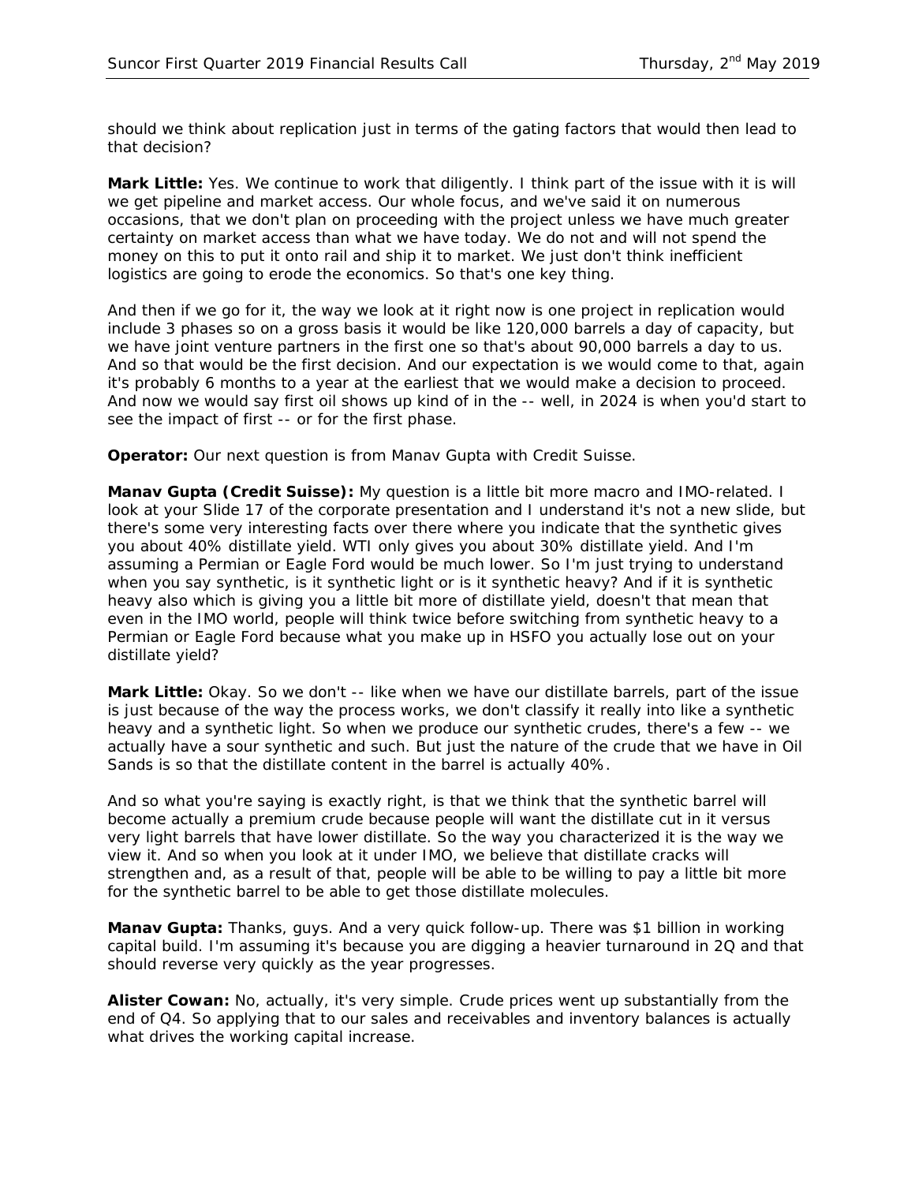should we think about replication just in terms of the gating factors that would then lead to that decision?

**Mark Little:** Yes. We continue to work that diligently. I think part of the issue with it is will we get pipeline and market access. Our whole focus, and we've said it on numerous occasions, that we don't plan on proceeding with the project unless we have much greater certainty on market access than what we have today. We do not and will not spend the money on this to put it onto rail and ship it to market. We just don't think inefficient logistics are going to erode the economics. So that's one key thing.

And then if we go for it, the way we look at it right now is one project in replication would include 3 phases so on a gross basis it would be like 120,000 barrels a day of capacity, but we have joint venture partners in the first one so that's about 90,000 barrels a day to us. And so that would be the first decision. And our expectation is we would come to that, again it's probably 6 months to a year at the earliest that we would make a decision to proceed. And now we would say first oil shows up kind of in the -- well, in 2024 is when you'd start to see the impact of first -- or for the first phase.

**Operator:** Our next question is from Manav Gupta with Credit Suisse.

**Manav Gupta (Credit Suisse):** My question is a little bit more macro and IMO-related. I look at your Slide 17 of the corporate presentation and I understand it's not a new slide, but there's some very interesting facts over there where you indicate that the synthetic gives you about 40% distillate yield. WTI only gives you about 30% distillate yield. And I'm assuming a Permian or Eagle Ford would be much lower. So I'm just trying to understand when you say synthetic, is it synthetic light or is it synthetic heavy? And if it is synthetic heavy also which is giving you a little bit more of distillate yield, doesn't that mean that even in the IMO world, people will think twice before switching from synthetic heavy to a Permian or Eagle Ford because what you make up in HSFO you actually lose out on your distillate yield?

**Mark Little:** Okay. So we don't -- like when we have our distillate barrels, part of the issue is just because of the way the process works, we don't classify it really into like a synthetic heavy and a synthetic light. So when we produce our synthetic crudes, there's a few -- we actually have a sour synthetic and such. But just the nature of the crude that we have in Oil Sands is so that the distillate content in the barrel is actually 40%.

And so what you're saying is exactly right, is that we think that the synthetic barrel will become actually a premium crude because people will want the distillate cut in it versus very light barrels that have lower distillate. So the way you characterized it is the way we view it. And so when you look at it under IMO, we believe that distillate cracks will strengthen and, as a result of that, people will be able to be willing to pay a little bit more for the synthetic barrel to be able to get those distillate molecules.

**Manav Gupta:** Thanks, guys. And a very quick follow-up. There was $1 billion in working capital build. I'm assuming it's because you are digging a heavier turnaround in 2Q and that should reverse very quickly as the year progresses.

**Alister Cowan:** No, actually, it's very simple. Crude prices went up substantially from the end of Q4. So applying that to our sales and receivables and inventory balances is actually what drives the working capital increase.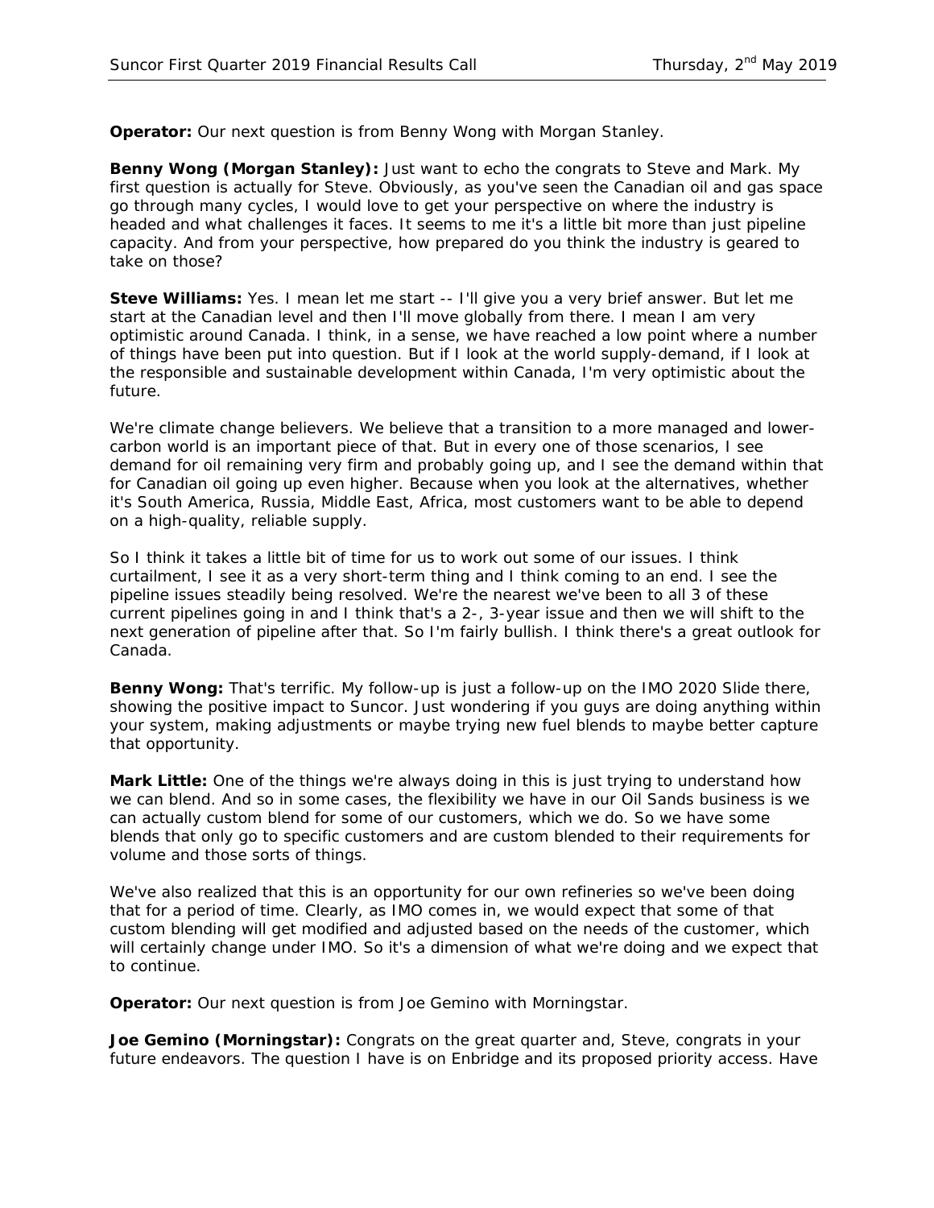**Operator:** Our next question is from Benny Wong with Morgan Stanley.

**Benny Wong (Morgan Stanley):** Just want to echo the congrats to Steve and Mark. My first question is actually for Steve. Obviously, as you've seen the Canadian oil and gas space go through many cycles, I would love to get your perspective on where the industry is headed and what challenges it faces. It seems to me it's a little bit more than just pipeline capacity. And from your perspective, how prepared do you think the industry is geared to take on those?

**Steve Williams:** Yes. I mean let me start -- I'll give you a very brief answer. But let me start at the Canadian level and then I'll move globally from there. I mean I am very optimistic around Canada. I think, in a sense, we have reached a low point where a number of things have been put into question. But if I look at the world supply-demand, if I look at the responsible and sustainable development within Canada, I'm very optimistic about the future.

We're climate change believers. We believe that a transition to a more managed and lower-carbon world is an important piece of that. But in every one of those scenarios, I see demand for oil remaining very firm and probably going up, and I see the demand within that for Canadian oil going up even higher. Because when you look at the alternatives, whether it's South America, Russia, Middle East, Africa, most customers want to be able to depend on a high-quality, reliable supply.

So I think it takes a little bit of time for us to work out some of our issues. I think curtailment, I see it as a very short-term thing and I think coming to an end. I see the pipeline issues steadily being resolved. We're the nearest we've been to all 3 of these current pipelines going in and I think that's a 2-, 3-year issue and then we will shift to the next generation of pipeline after that. So I'm fairly bullish. I think there's a great outlook for Canada.

**Benny Wong:** That's terrific. My follow-up is just a follow-up on the IMO 2020 Slide there, showing the positive impact to Suncor. Just wondering if you guys are doing anything within your system, making adjustments or maybe trying new fuel blends to maybe better capture that opportunity.

**Mark Little:** One of the things we're always doing in this is just trying to understand how we can blend. And so in some cases, the flexibility we have in our Oil Sands business is we can actually custom blend for some of our customers, which we do. So we have some blends that only go to specific customers and are custom blended to their requirements for volume and those sorts of things.

We've also realized that this is an opportunity for our own refineries so we've been doing that for a period of time. Clearly, as IMO comes in, we would expect that some of that custom blending will get modified and adjusted based on the needs of the customer, which will certainly change under IMO. So it's a dimension of what we're doing and we expect that to continue.

**Operator:** Our next question is from Joe Gemino with Morningstar.

**Joe Gemino (Morningstar):** Congrats on the great quarter and, Steve, congrats in your future endeavors. The question I have is on Enbridge and its proposed priority access. Have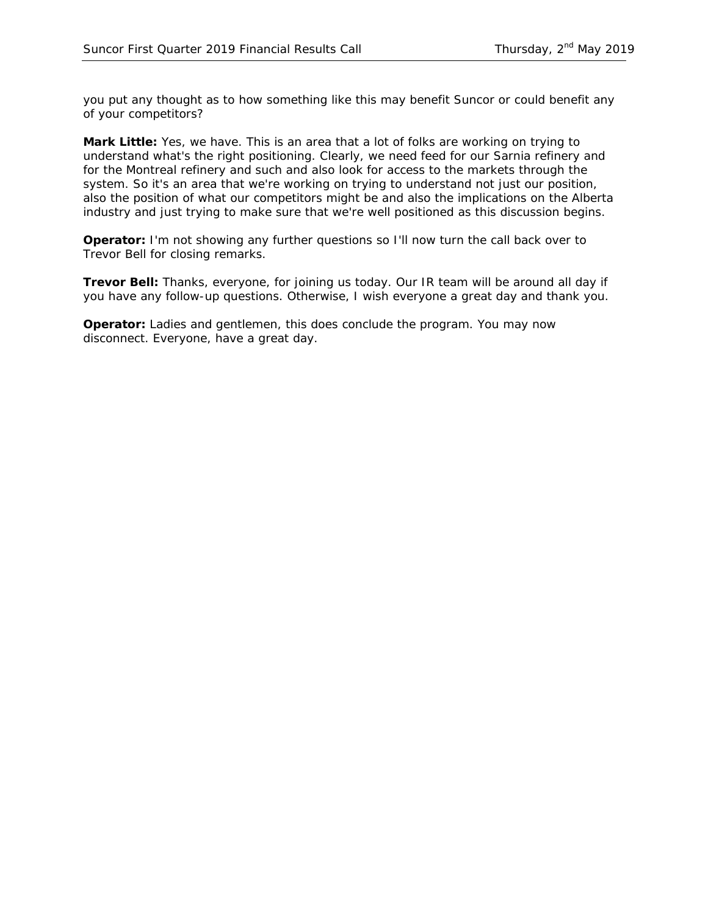you put any thought as to how something like this may benefit Suncor or could benefit any of your competitors?

**Mark Little:** Yes, we have. This is an area that a lot of folks are working on trying to understand what's the right positioning. Clearly, we need feed for our Sarnia refinery and for the Montreal refinery and such and also look for access to the markets through the system. So it's an area that we're working on trying to understand not just our position, also the position of what our competitors might be and also the implications on the Alberta industry and just trying to make sure that we're well positioned as this discussion begins.

**Operator:** I'm not showing any further questions so I'll now turn the call back over to Trevor Bell for closing remarks.

**Trevor Bell:** Thanks, everyone, for joining us today. Our IR team will be around all day if you have any follow-up questions. Otherwise, I wish everyone a great day and thank you.

**Operator:** Ladies and gentlemen, this does conclude the program. You may now disconnect. Everyone, have a great day.